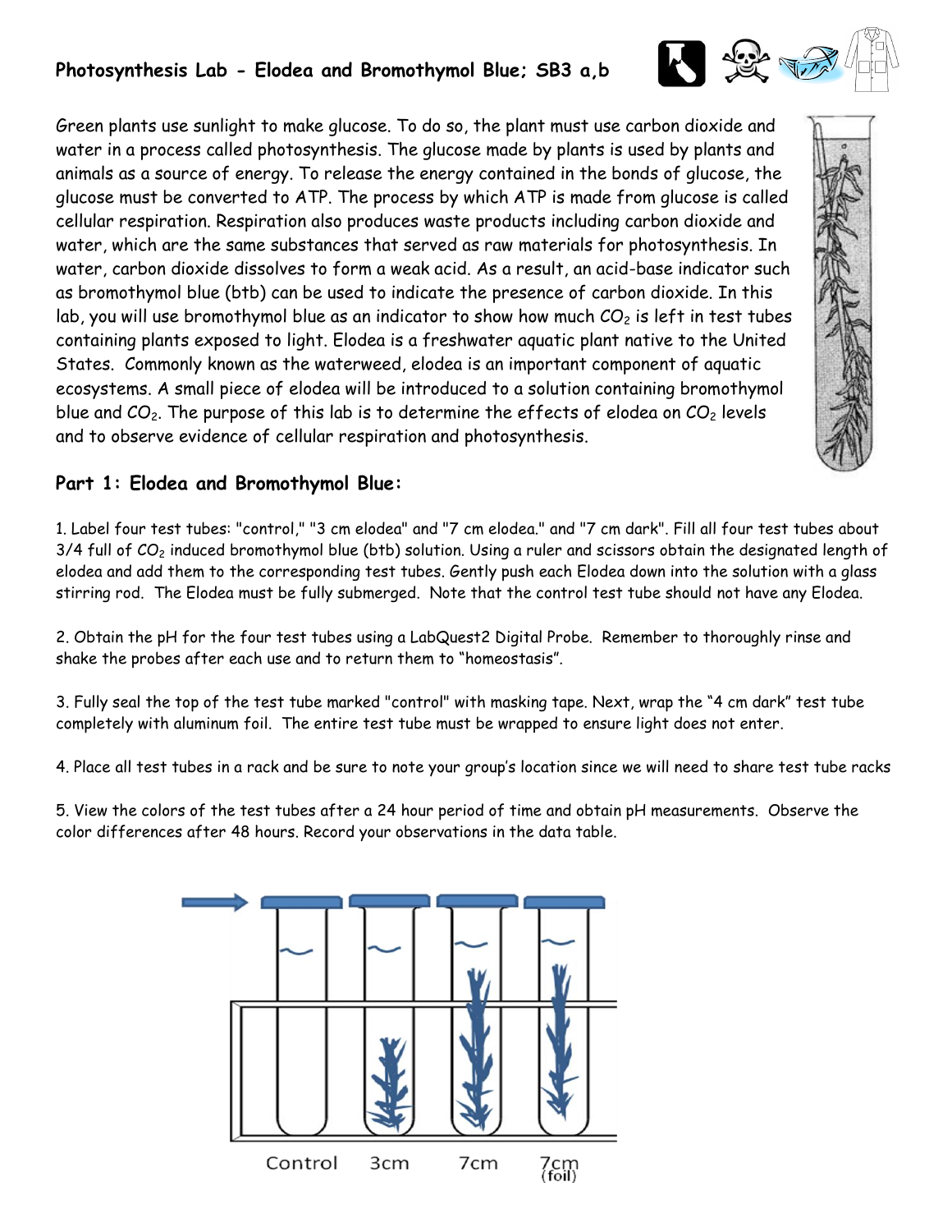## Photosynthesis Lab - Elodea and Bromothymol Blue; SB3 a,b

Green plants use sunlight to make glucose. To do so, the plant must use carbon dioxide and water in a process called photosynthesis. The glucose made by plants is used by plants and animals as a source of energy. To release the energy contained in the bonds of glucose, the glucose must be converted to ATP. The process by which ATP is made from glucose is called cellular respiration. Respiration also produces waste products including carbon dioxide and water, which are the same substances that served as raw materials for photosynthesis. In water, carbon dioxide dissolves to form a weak acid. As a result, an acid-base indicator such as bromothymol blue (btb) can be used to indicate the presence of carbon dioxide. In this lab, you will use bromothymol blue as an indicator to show how much $CO_2$ is left in test tubes containing plants exposed to light. Elodea is a freshwater aquatic plant native to the United States. Commonly known as the waterweed, elodea is an important component of aquatic ecosystems. A small piece of elodea will be introduced to a solution containing bromothymol blue and $CO_2$. The purpose of this lab is to determine the effects of elodea on $CO_2$ levels and to observe evidence of cellular respiration and photosynthesis.

### Part 1: Elodea and Bromothymol Blue:

1. Label four test tubes: "control," "3 cm elodea" and "7 cm elodea." and "7 cm dark". Fill all four test tubes about 3/4 full of $CO_2$ induced bromothymol blue (btb) solution. Using a ruler and scissors obtain the designated length of elodea and add them to the corresponding test tubes. Gently push each Elodea down into the solution with a glass stirring rod. The Elodea must be fully submerged. Note that the control test tube should not have any Elodea.

2. Obtain the pH for the four test tubes using a LabQuest2 Digital Probe. Remember to thoroughly rinse and shake the probes after each use and to return them to "homeostasis".

3. Fully seal the top of the test tube marked "control" with masking tape. Next, wrap the "4 cm dark" test tube completely with aluminum foil. The entire test tube must be wrapped to ensure light does not enter.

4. Place all test tubes in a rack and be sure to note your group's location since we will need to share test tube racks

5. View the colors of the test tubes after a 24 hour period of time and obtain pH measurements. Observe the color differences after 48 hours. Record your observations in the data table.

Control 3cm 7cm 7cm (foil)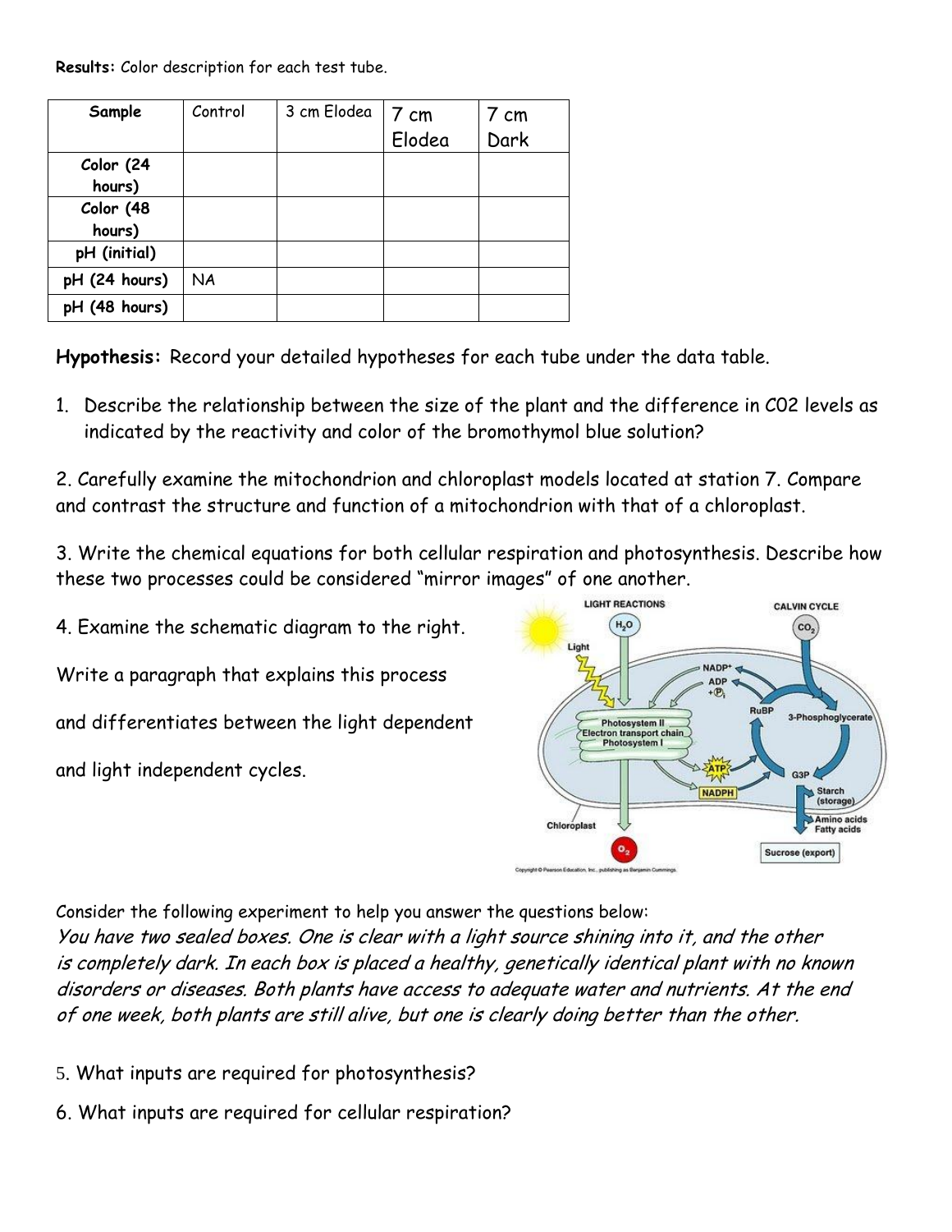**Results:** Color description for each test tube.

| Sample | Control | 3 cm Elodea | 7 cm Elodea | 7 cm Dark |
|---|---|---|---|---|
| Color (24 hours) | | | | |
| Color (48 hours) | | | | |
| pH (initial) | | | | |
| pH (24 hours) | NA | | | |
| pH (48 hours) | | | | |

**Hypothesis:** Record your detailed hypotheses for each tube under the data table.

1. Describe the relationship between the size of the plant and the difference in C02 levels as indicated by the reactivity and color of the bromothymol blue solution?

2. Carefully examine the mitochondrion and chloroplast models located at station 7. Compare and contrast the structure and function of a mitochondrion with that of a chloroplast.

3. Write the chemical equations for both cellular respiration and photosynthesis. Describe how these two processes could be considered "mirror images" of one another.

4. Examine the schematic diagram to the right.

Write a paragraph that explains this process and differentiates between the light dependent and light independent cycles.

Consider the following experiment to help you answer the questions below:

*You have two sealed boxes. One is clear with a light source shining into it, and the other is completely dark. In each box is placed a healthy, genetically identical plant with no known disorders or diseases. Both plants have access to adequate water and nutrients. At the end of one week, both plants are still alive, but one is clearly doing better than the other.*

5. What inputs are required for photosynthesis?

6. What inputs are required for cellular respiration?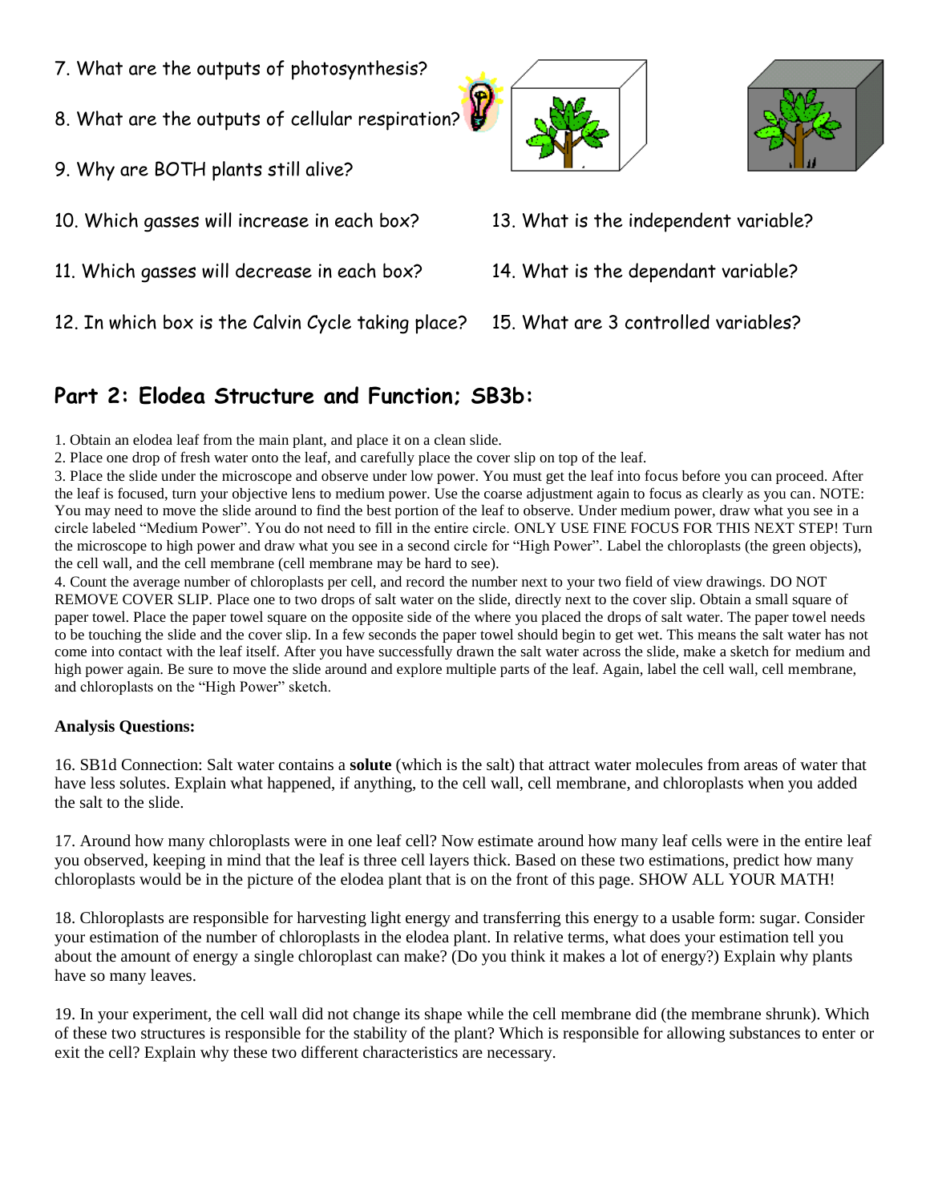7. What are the outputs of photosynthesis?

8. What are the outputs of cellular respiration?

9. Why are BOTH plants still alive?

10. Which gasses will increase in each box?

11. Which gasses will decrease in each box?

12. In which box is the Calvin Cycle taking place?

13. What is the independent variable?

14. What is the dependant variable?

15. What are 3 controlled variables?

## Part 2: Elodea Structure and Function; SB3b:

1. Obtain an elodea leaf from the main plant, and place it on a clean slide.
2. Place one drop of fresh water onto the leaf, and carefully place the cover slip on top of the leaf.
3. Place the slide under the microscope and observe under low power. You must get the leaf into focus before you can proceed. After the leaf is focused, turn your objective lens to medium power. Use the coarse adjustment again to focus as clearly as you can. NOTE: You may need to move the slide around to find the best portion of the leaf to observe. Under medium power, draw what you see in a circle labeled "Medium Power". You do not need to fill in the entire circle. ONLY USE FINE FOCUS FOR THIS NEXT STEP! Turn the microscope to high power and draw what you see in a second circle for "High Power". Label the chloroplasts (the green objects), the cell wall, and the cell membrane (cell membrane may be hard to see).
4. Count the average number of chloroplasts per cell, and record the number next to your two field of view drawings. DO NOT REMOVE COVER SLIP. Place one to two drops of salt water on the slide, directly next to the cover slip. Obtain a small square of paper towel. Place the paper towel square on the opposite side of the where you placed the drops of salt water. The paper towel needs to be touching the slide and the cover slip. In a few seconds the paper towel should begin to get wet. This means the salt water has not come into contact with the leaf itself. After you have successfully drawn the salt water across the slide, make a sketch for medium and high power again. Be sure to move the slide around and explore multiple parts of the leaf. Again, label the cell wall, cell membrane, and chloroplasts on the "High Power" sketch.

**Analysis Questions:**

16. SB1d Connection: Salt water contains a **solute** (which is the salt) that attract water molecules from areas of water that have less solutes. Explain what happened, if anything, to the cell wall, cell membrane, and chloroplasts when you added the salt to the slide.

17. Around how many chloroplasts were in one leaf cell? Now estimate around how many leaf cells were in the entire leaf you observed, keeping in mind that the leaf is three cell layers thick. Based on these two estimations, predict how many chloroplasts would be in the picture of the elodea plant that is on the front of this page. SHOW ALL YOUR MATH!

18. Chloroplasts are responsible for harvesting light energy and transferring this energy to a usable form: sugar. Consider your estimation of the number of chloroplasts in the elodea plant. In relative terms, what does your estimation tell you about the amount of energy a single chloroplast can make? (Do you think it makes a lot of energy?) Explain why plants have so many leaves.

19. In your experiment, the cell wall did not change its shape while the cell membrane did (the membrane shrunk). Which of these two structures is responsible for the stability of the plant? Which is responsible for allowing substances to enter or exit the cell? Explain why these two different characteristics are necessary.